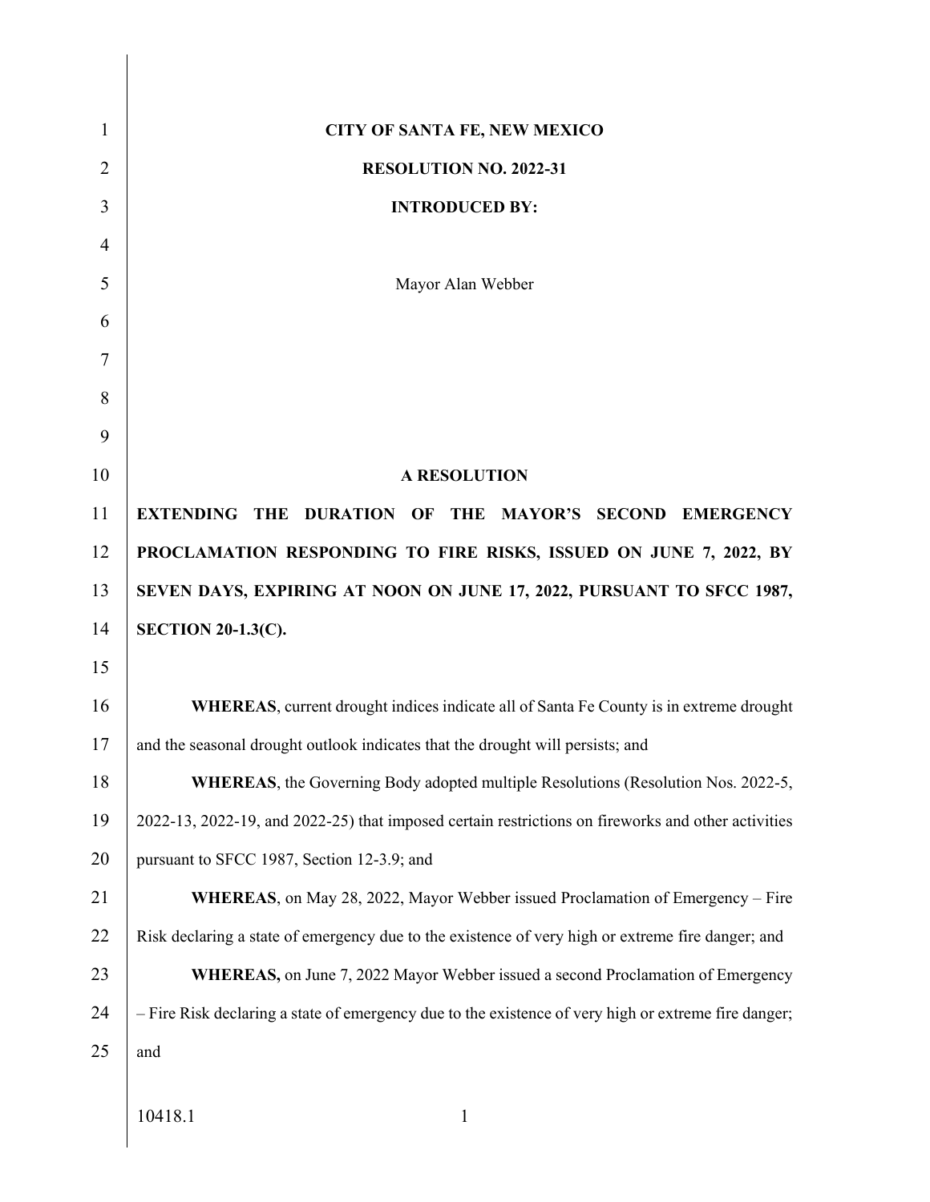**CITY OF SANTA FE, NEW MEXICO**

**RESOLUTION NO. 2022-31**

**INTRODUCED BY:**

Mayor Alan Webber

**A RESOLUTION**

**EXTENDING THE DURATION OF THE MAYOR'S SECOND EMERGENCY PROCLAMATION RESPONDING TO FIRE RISKS, ISSUED ON JUNE 7, 2022, BY SEVEN DAYS, EXPIRING AT NOON ON JUNE 17, 2022, PURSUANT TO SFCC 1987, SECTION 20-1.3(C).**

**WHEREAS**, current drought indices indicate all of Santa Fe County is in extreme drought and the seasonal drought outlook indicates that the drought will persists; and

**WHEREAS**, the Governing Body adopted multiple Resolutions (Resolution Nos. 2022-5, 2022-13, 2022-19, and 2022-25) that imposed certain restrictions on fireworks and other activities pursuant to SFCC 1987, Section 12-3.9; and

**WHEREAS**, on May 28, 2022, Mayor Webber issued Proclamation of Emergency – Fire Risk declaring a state of emergency due to the existence of very high or extreme fire danger; and

**WHEREAS,** on June 7, 2022 Mayor Webber issued a second Proclamation of Emergency – Fire Risk declaring a state of emergency due to the existence of very high or extreme fire danger; and

10418.1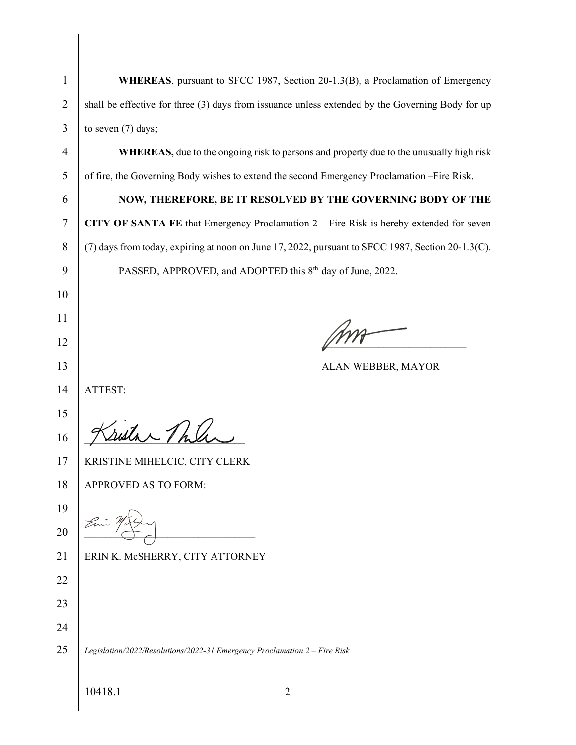**WHEREAS**, pursuant to SFCC 1987, Section 20-1.3(B), a Proclamation of Emergency shall be effective for three (3) days from issuance unless extended by the Governing Body for up to seven (7) days;

**WHEREAS,** due to the ongoing risk to persons and property due to the unusually high risk of fire, the Governing Body wishes to extend the second Emergency Proclamation –Fire Risk.

**NOW, THEREFORE, BE IT RESOLVED BY THE GOVERNING BODY OF THE CITY OF SANTA FE** that Emergency Proclamation 2 – Fire Risk is hereby extended for seven (7) days from today, expiring at noon on June 17, 2022, pursuant to SFCC 1987, Section 20-1.3(C).

PASSED, APPROVED, and ADOPTED this 8th day of June, 2022.

ALAN WEBBER, MAYOR

ATTEST:

KRISTINE MIHELCIC, CITY CLERK

APPROVED AS TO FORM:

ERIN K. McSHERRY, CITY ATTORNEY

*Legislation/2022/Resolutions/2022-31 Emergency Proclamation 2 – Fire Risk*

10418.1